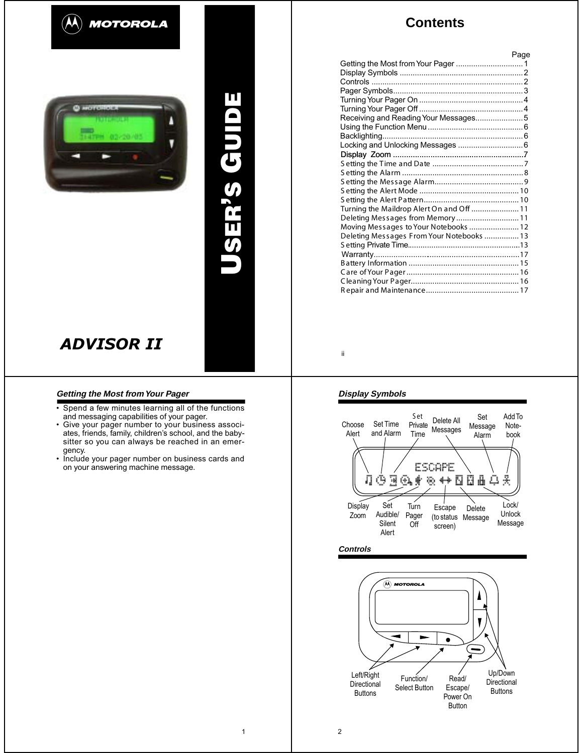MOTOROLA

# USER'S GUIDE

ADVISOR II

## Contents

| | Page |
|---|---|
| Getting the Most from Your Pager | 1 |
| Display Symbols | 2 |
| Controls | 2 |
| Pager Symbols | 3 |
| Turning Your Pager On | 4 |
| Turning Your Pager Off | 4 |
| Receiving and Reading Your Messages | 5 |
| Using the Function Menu | 6 |
| Backlighting | 6 |
| Locking and Unlocking Messages | 6 |
| Display Zoom | 7 |
| Setting the Time and Date | 7 |
| Setting the Alarm | 8 |
| Setting the Message Alarm | 9 |
| Setting the Alert Mode | 10 |
| Setting the Alert Pattern | 10 |
| Turning the Maildrop Alert On and Off | 11 |
| Deleting Messages from Memory | 11 |
| Moving Messages to Your Notebooks | 12 |
| Deleting Messages From Your Notebooks | 13 |
| Setting Private Time | 13 |
| Warranty | 17 |
| Battery Information | 15 |
| Care of Your Pager | 16 |
| Cleaning Your Pager | 16 |
| Repair and Maintenance | 17 |

### Getting the Most from Your Pager

- Spend a few minutes learning all of the functions and messaging capabilities of your pager.
- Give your pager number to your business associates, friends, family, children's school, and the babysitter so you can always be reached in an emergency.
- Include your pager number on business cards and on your answering machine message.

### Display Symbols

Choose Alert; Set Time and Alarm; Set Private Time; Delete All Messages; Set Message Alarm; Add To Notebook

ESCAPE

Display Zoom; Set Audible/Silent Alert; Turn Pager Off; Escape (to status screen); Delete Message; Lock/Unlock Message

### Controls

Left/Right Directional Buttons; Function/Select Button; Read/Escape/Power On Button; Up/Down Directional Buttons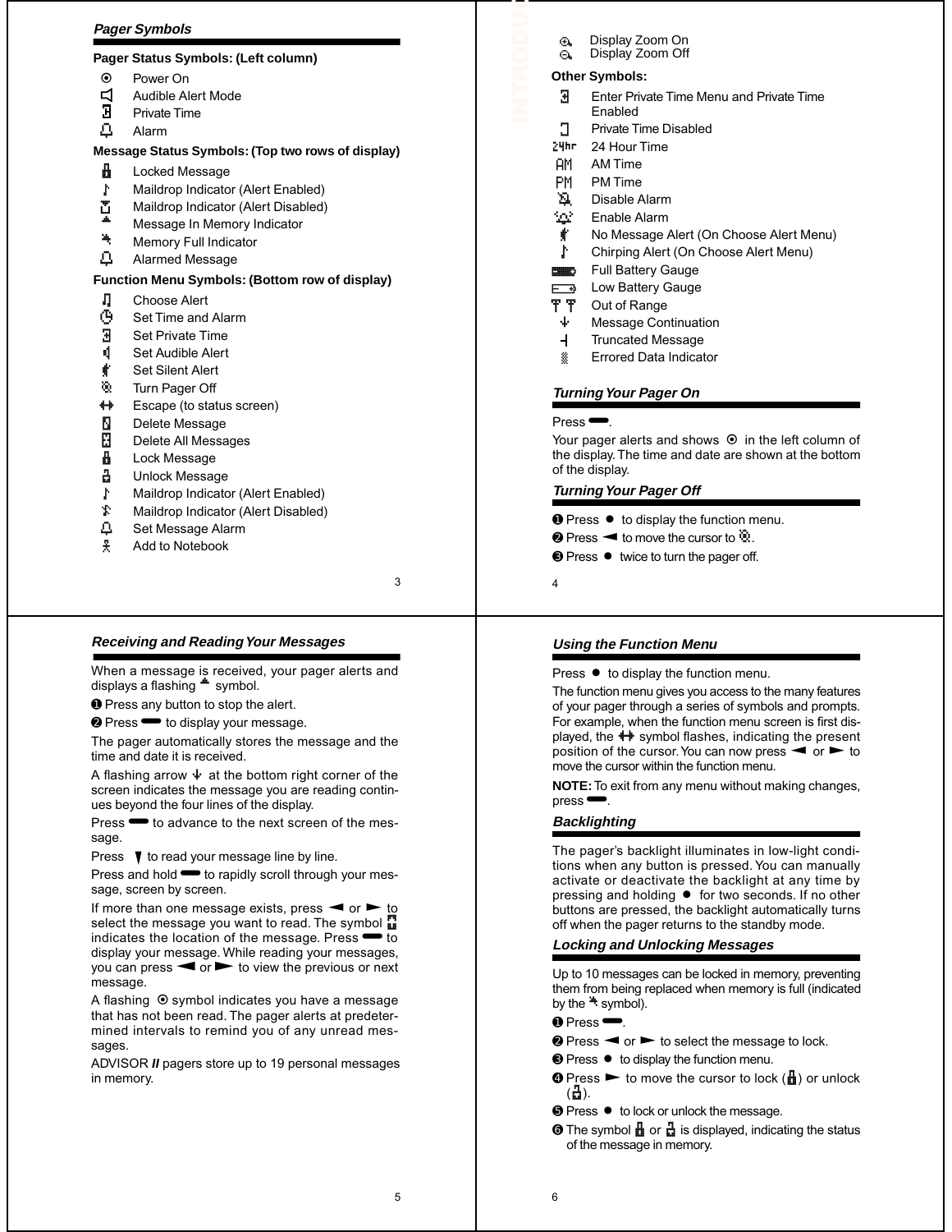## Pager Symbols

**Pager Status Symbols: (Left column)**

- ⦿ Power On
- Audible Alert Mode
- Private Time
- Alarm

**Message Status Symbols: (Top two rows of display)**

- Locked Message
- Maildrop Indicator (Alert Enabled)
- Maildrop Indicator (Alert Disabled)
- Message In Memory Indicator
- Memory Full Indicator
- Alarmed Message

**Function Menu Symbols: (Bottom row of display)**

- Choose Alert
- Set Time and Alarm
- Set Private Time
- Set Audible Alert
- Set Silent Alert
- Turn Pager Off
- Escape (to status screen)
- Delete Message
- Delete All Messages
- Lock Message
- Unlock Message
- Maildrop Indicator (Alert Enabled)
- Maildrop Indicator (Alert Disabled)
- Set Message Alarm
- Add to Notebook

- Display Zoom On
- Display Zoom Off

**Other Symbols:**

- Enter Private Time Menu and Private Time Enabled
- Private Time Disabled
- 24hr 24 Hour Time
- AM AM Time
- PM PM Time
- Disable Alarm
- Enable Alarm
- No Message Alert (On Choose Alert Menu)
- Chirping Alert (On Choose Alert Menu)
- Full Battery Gauge
- Low Battery Gauge
- Out of Range
- Message Continuation
- Truncated Message
- Errored Data Indicator

## Turning Your Pager On

Press ▬.

Your pager alerts and shows ⦿ in the left column of the display. The time and date are shown at the bottom of the display.

## Turning Your Pager Off

❶ Press ● to display the function menu.

❷ Press ◄ to move the cursor to .

❸ Press ● twice to turn the pager off.

## Receiving and Reading Your Messages

When a message is received, your pager alerts and displays a flashing symbol.

❶ Press any button to stop the alert.

❷ Press ▬ to display your message.

The pager automatically stores the message and the time and date it is received.

A flashing arrow at the bottom right corner of the screen indicates the message you are reading continues beyond the four lines of the display.

Press ▬ to advance to the next screen of the message.

Press ▼ to read your message line by line.

Press and hold ▬ to rapidly scroll through your message, screen by screen.

If more than one message exists, press ◄ or ► to select the message you want to read. The symbol indicates the location of the message. Press ▬ to display your message. While reading your messages, you can press ◄ or ► to view the previous or next message.

A flashing ⦿ symbol indicates you have a message that has not been read. The pager alerts at predetermined intervals to remind you of any unread messages.

ADVISOR ***II*** pagers store up to 19 personal messages in memory.

## Using the Function Menu

Press ● to display the function menu.

The function menu gives you access to the many features of your pager through a series of symbols and prompts. For example, when the function menu screen is first displayed, the symbol flashes, indicating the present position of the cursor. You can now press ◄ or ► to move the cursor within the function menu.

**NOTE:** To exit from any menu without making changes, press ▬.

## Backlighting

The pager's backlight illuminates in low-light conditions when any button is pressed. You can manually activate or deactivate the backlight at any time by pressing and holding ● for two seconds. If no other buttons are pressed, the backlight automatically turns off when the pager returns to the standby mode.

## Locking and Unlocking Messages

Up to 10 messages can be locked in memory, preventing them from being replaced when memory is full (indicated by the symbol).

❶ Press ▬.

❷ Press ◄ or ► to select the message to lock.

❸ Press ● to display the function menu.

❹ Press ► to move the cursor to lock () or unlock ().

❺ Press ● to lock or unlock the message.

❻ The symbol or is displayed, indicating the status of the message in memory.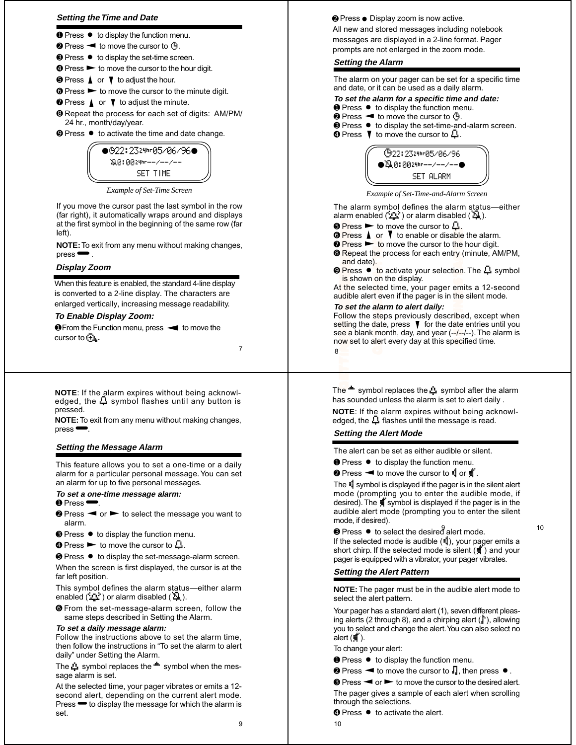### *Setting the Time and Date*

❶ Press ● to display the function menu.

❷ Press ◄ to move the cursor to ◷.

❸ Press ● to display the set-time screen.

❹ Press ► to move the cursor to the hour digit.

❺ Press ▲ or ▼ to adjust the hour.

❻ Press ► to move the cursor to the minute digit.

❼ Press ▲ or ▼ to adjust the minute.

❽ Repeat the process for each set of digits: AM/PM/24 hr., month/day/year.

❾ Press ● to activate the time and date change.

```
●◷22:23 24hr 05/06/96●
 0:00 24hr --/--/--
      SET TIME
```

*Example of Set-Time Screen*

If you move the cursor past the last symbol in the row (far right), it automatically wraps around and displays at the first symbol in the beginning of the same row (far left).

**NOTE:** To exit from any menu without making changes, press ▬.

### *Display Zoom*

When this feature is enabled, the standard 4-line display is converted to a 2-line display. The characters are enlarged vertically, increasing message readability.

#### *To Enable Display Zoom:*

❶ From the Function menu, press ◄ to move the cursor to the zoom symbol.

❷ Press ● Display zoom is now active.

All new and stored messages including notebook messages are displayed in a 2-line format. Pager prompts are not enlarged in the zoom mode.

### *Setting the Alarm*

The alarm on your pager can be set for a specific time and date, or it can be used as a daily alarm.

#### *To set the alarm for a specific time and date:*

❶ Press ● to display the function menu.

❷ Press ◄ to move the cursor to ◷.

❸ Press ● to display the set-time-and-alarm screen.

❹ Press ▼ to move the cursor to the alarm symbol.

```
 ◷22:23 24hr 05/06/96
●0:00 24hr --/--/--●
      SET ALARM
```

*Example of Set-Time-and-Alarm Screen*

The alarm symbol defines the alarm status—either alarm enabled or alarm disabled.

❺ Press ► to move the cursor to the alarm symbol.

❻ Press ▲ or ▼ to enable or disable the alarm.

❼ Press ► to move the cursor to the hour digit.

❽ Repeat the process for each entry (minute, AM/PM, and date).

❾ Press ● to activate your selection. The alarm symbol is shown on the display.

At the selected time, your pager emits a 12-second audible alert even if the pager is in the silent mode.

#### *To set the alarm to alert daily:*

Follow the steps previously described, except when setting the date, press ▼ for the date entries until you see a blank month, day, and year (--/--/--). The alarm is now set to alert every day at this specified time.

**NOTE**: If the alarm expires without being acknowledged, the alarm symbol flashes until any button is pressed.

**NOTE:** To exit from any menu without making changes, press ▬.

### *Setting the Message Alarm*

This feature allows you to set a one-time or a daily alarm for a particular personal message. You can set an alarm for up to five personal messages.

#### *To set a one-time message alarm:*

❶ Press ▬.

❷ Press ◄ or ► to select the message you want to alarm.

❸ Press ● to display the function menu.

❹ Press ► to move the cursor to the alarm symbol.

❺ Press ● to display the set-message-alarm screen.

When the screen is first displayed, the cursor is at the far left position.

This symbol defines the alarm status—either alarm enabled or alarm disabled.

❻ From the set-message-alarm screen, follow the same steps described in Setting the Alarm.

#### *To set a daily message alarm:*

Follow the instructions above to set the alarm time, then follow the instructions in “To set the alarm to alert daily” under Setting the Alarm.

The alarm symbol replaces the message symbol when the message alarm is set.

At the selected time, your pager vibrates or emits a 12-second alert, depending on the current alert mode. Press ▬ to display the message for which the alarm is set.

The message symbol replaces the alarm symbol after the alarm has sounded unless the alarm is set to alert daily .

**NOTE**: If the alarm expires without being acknowledged, the alarm symbol flashes until the message is read.

### *Setting the Alert Mode*

The alert can be set as either audible or silent.

❶ Press ● to display the function menu.

❷ Press ◄ to move the cursor to the audible or silent symbol.

The audible symbol is displayed if the pager is in the silent alert mode (prompting you to enter the audible mode, if desired). The silent symbol is displayed if the pager is in the audible alert mode (prompting you to enter the silent mode, if desired).

❸ Press ● to select the desired alert mode.

If the selected mode is audible, your pager emits a short chirp. If the selected mode is silent and your pager is equipped with a vibrator, your pager vibrates.

### *Setting the Alert Pattern*

**NOTE:** The pager must be in the audible alert mode to select the alert pattern.

Your pager has a standard alert (1), seven different pleasing alerts (2 through 8), and a chirping alert, allowing you to select and change the alert. You can also select no alert.

To change your alert:

❶ Press ● to display the function menu.

❷ Press ◄ to move the cursor to ♫, then press ●.

❸ Press ◄ or ► to move the cursor to the desired alert.

The pager gives a sample of each alert when scrolling through the selections.

❹ Press ● to activate the alert.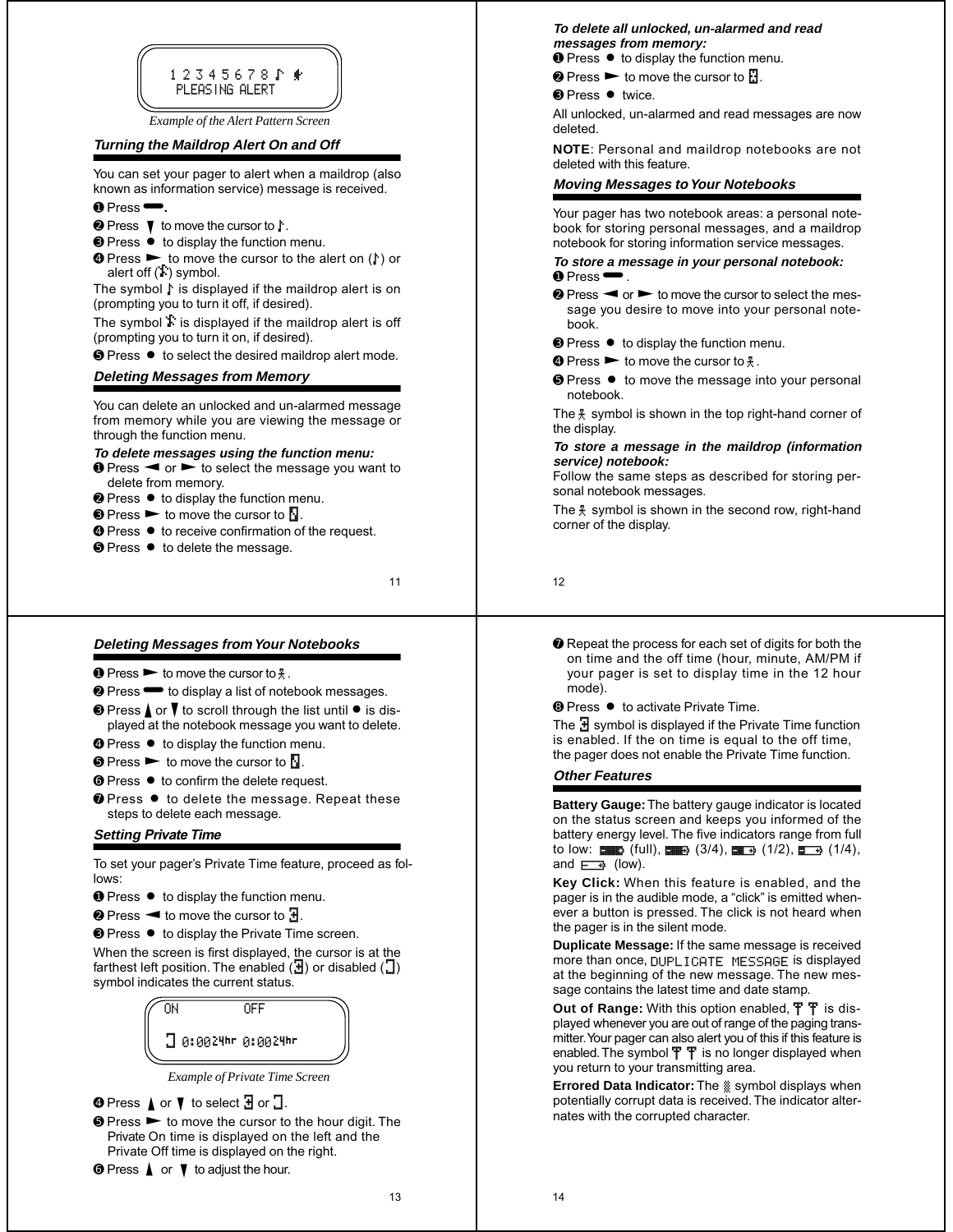1 2 3 4 5 6 7 8 ♪ ✱
PLEASING ALERT

*Example of the Alert Pattern Screen*

### Turning the Maildrop Alert On and Off

You can set your pager to alert when a maildrop (also known as information service) message is received.

❶ Press ▬.

❷ Press ▼ to move the cursor to ♪.

❸ Press ● to display the function menu.

❹ Press ► to move the cursor to the alert on (♪) or alert off (♪̸) symbol.

The symbol ♪ is displayed if the maildrop alert is on (prompting you to turn it off, if desired).

The symbol ♪̸ is displayed if the maildrop alert is off (prompting you to turn it on, if desired).

❺ Press ● to select the desired maildrop alert mode.

### Deleting Messages from Memory

You can delete an unlocked and un-alarmed message from memory while you are viewing the message or through the function menu.

***To delete messages using the function menu:***

❶ Press ◄ or ► to select the message you want to delete from memory.

❷ Press ● to display the function menu.

❸ Press ► to move the cursor to 🗑.

❹ Press ● to receive confirmation of the request.

❺ Press ● to delete the message.

***To delete all unlocked, un-alarmed and read messages from memory:***

❶ Press ● to display the function menu.

❷ Press ► to move the cursor to 🗑.

❸ Press ● twice.

All unlocked, un-alarmed and read messages are now deleted.

**NOTE**: Personal and maildrop notebooks are not deleted with this feature.

### Moving Messages to Your Notebooks

Your pager has two notebook areas: a personal notebook for storing personal messages, and a maildrop notebook for storing information service messages.

***To store a message in your personal notebook:***

❶ Press ▬.

❷ Press ◄ or ► to move the cursor to select the message you desire to move into your personal notebook.

❸ Press ● to display the function menu.

❹ Press ► to move the cursor to 🕴.

❺ Press ● to move the message into your personal notebook.

The 🕴 symbol is shown in the top right-hand corner of the display.

***To store a message in the maildrop (information service) notebook:***

Follow the same steps as described for storing personal notebook messages.

The 🕴 symbol is shown in the second row, right-hand corner of the display.

### Deleting Messages from Your Notebooks

❶ Press ► to move the cursor to 🕴.

❷ Press ▬ to display a list of notebook messages.

❸ Press ▲ or ▼ to scroll through the list until ● is displayed at the notebook message you want to delete.

❹ Press ● to display the function menu.

❺ Press ► to move the cursor to 🗑.

❻ Press ● to confirm the delete request.

❼ Press ● to delete the message. Repeat these steps to delete each message.

### Setting Private Time

To set your pager's Private Time feature, proceed as follows:

❶ Press ● to display the function menu.

❷ Press ◄ to move the cursor to ⌛.

❸ Press ● to display the Private Time screen.

When the screen is first displayed, the cursor is at the farthest left position. The enabled (⌛) or disabled (▢) symbol indicates the current status.

ON          OFF
▢ 0:00 24hr 0:00 24hr

*Example of Private Time Screen*

❹ Press ▲ or ▼ to select ⌛ or ▢.

❺ Press ► to move the cursor to the hour digit. The Private On time is displayed on the left and the Private Off time is displayed on the right.

❻ Press ▲ or ▼ to adjust the hour.

❼ Repeat the process for each set of digits for both the on time and the off time (hour, minute, AM/PM if your pager is set to display time in the 12 hour mode).

❽ Press ● to activate Private Time.

The ⌛ symbol is displayed if the Private Time function is enabled. If the on time is equal to the off time, the pager does not enable the Private Time function.

### Other Features

**Battery Gauge:** The battery gauge indicator is located on the status screen and keeps you informed of the battery energy level. The five indicators range from full to low: ▰▰▰▰ (full), ▰▰▰▱ (3/4), ▰▰▱▱ (1/2), ▰▱▱▱ (1/4), and ▱▱▱▱ (low).

**Key Click:** When this feature is enabled, and the pager is in the audible mode, a "click" is emitted whenever a button is pressed. The click is not heard when the pager is in the silent mode.

**Duplicate Message:** If the same message is received more than once, DUPLICATE MESSAGE is displayed at the beginning of the new message. The new message contains the latest time and date stamp.

**Out of Range:** With this option enabled, ⍑ ⍑ is displayed whenever you are out of range of the paging transmitter. Your pager can also alert you of this if this feature is enabled. The symbol ⍑ ⍑ is no longer displayed when you return to your transmitting area.

**Errored Data Indicator:** The ▒ symbol displays when potentially corrupt data is received. The indicator alternates with the corrupted character.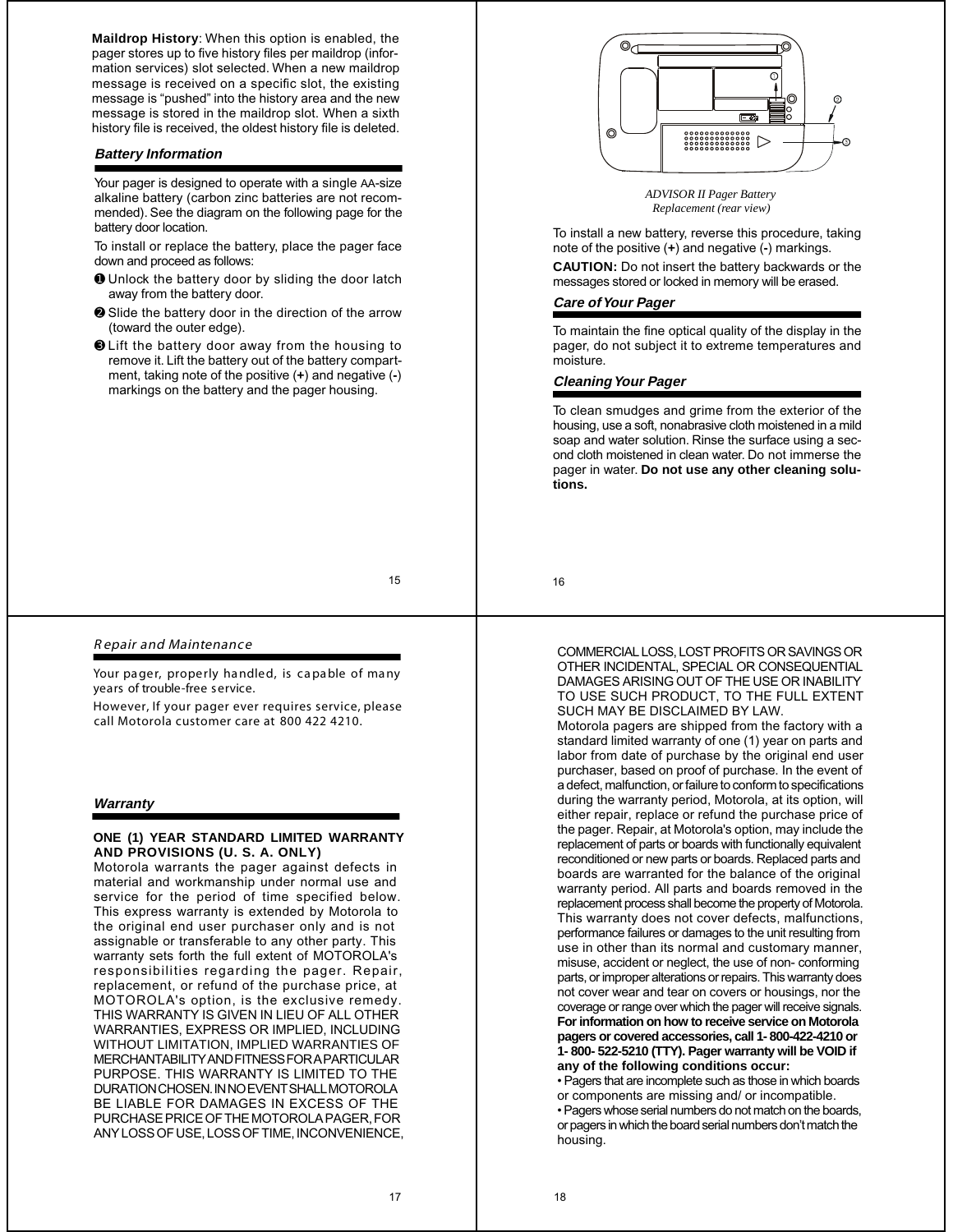**Maildrop History**: When this option is enabled, the pager stores up to five history files per maildrop (information services) slot selected. When a new maildrop message is received on a specific slot, the existing message is "pushed" into the history area and the new message is stored in the maildrop slot. When a sixth history file is received, the oldest history file is deleted.

### *Battery Information*

Your pager is designed to operate with a single AA-size alkaline battery (carbon zinc batteries are not recommended). See the diagram on the following page for the battery door location.

To install or replace the battery, place the pager face down and proceed as follows:

1. Unlock the battery door by sliding the door latch away from the battery door.
2. Slide the battery door in the direction of the arrow (toward the outer edge).
3. Lift the battery door away from the housing to remove it. Lift the battery out of the battery compartment, taking note of the positive (**+**) and negative (**-**) markings on the battery and the pager housing.

*ADVISOR II Pager Battery Replacement (rear view)*

To install a new battery, reverse this procedure, taking note of the positive (**+**) and negative (**-**) markings.

**CAUTION:** Do not insert the battery backwards or the messages stored or locked in memory will be erased.

### *Care of Your Pager*

To maintain the fine optical quality of the display in the pager, do not subject it to extreme temperatures and moisture.

### *Cleaning Your Pager*

To clean smudges and grime from the exterior of the housing, use a soft, nonabrasive cloth moistened in a mild soap and water solution. Rinse the surface using a second cloth moistened in clean water. Do not immerse the pager in water. **Do not use any other cleaning solutions.**

### *Repair and Maintenance*

Your pager, properly handled, is capable of many years of trouble-free service.

However, If your pager ever requires service, please call Motorola customer care at 800 422 4210.

### *Warranty*

**ONE (1) YEAR STANDARD LIMITED WARRANTY AND PROVISIONS (U. S. A. ONLY)**

Motorola warrants the pager against defects in material and workmanship under normal use and service for the period of time specified below. This express warranty is extended by Motorola to the original end user purchaser only and is not assignable or transferable to any other party. This warranty sets forth the full extent of MOTOROLA's responsibilities regarding the pager. Repair, replacement, or refund of the purchase price, at MOTOROLA's option, is the exclusive remedy. THIS WARRANTY IS GIVEN IN LIEU OF ALL OTHER WARRANTIES, EXPRESS OR IMPLIED, INCLUDING WITHOUT LIMITATION, IMPLIED WARRANTIES OF MERCHANTABILITY AND FITNESS FOR A PARTICULAR PURPOSE. THIS WARRANTY IS LIMITED TO THE DURATION CHOSEN. IN NO EVENT SHALL MOTOROLA BE LIABLE FOR DAMAGES IN EXCESS OF THE PURCHASE PRICE OF THE MOTOROLA PAGER, FOR ANY LOSS OF USE, LOSS OF TIME, INCONVENIENCE, COMMERCIAL LOSS, LOST PROFITS OR SAVINGS OR OTHER INCIDENTAL, SPECIAL OR CONSEQUENTIAL DAMAGES ARISING OUT OF THE USE OR INABILITY TO USE SUCH PRODUCT, TO THE FULL EXTENT SUCH MAY BE DISCLAIMED BY LAW.

Motorola pagers are shipped from the factory with a standard limited warranty of one (1) year on parts and labor from date of purchase by the original end user purchaser, based on proof of purchase. In the event of a defect, malfunction, or failure to conform to specifications during the warranty period, Motorola, at its option, will either repair, replace or refund the purchase price of the pager. Repair, at Motorola's option, may include the replacement of parts or boards with functionally equivalent reconditioned or new parts or boards. Replaced parts and boards are warranted for the balance of the original warranty period. All parts and boards removed in the replacement process shall become the property of Motorola. This warranty does not cover defects, malfunctions, performance failures or damages to the unit resulting from use in other than its normal and customary manner, misuse, accident or neglect, the use of non- conforming parts, or improper alterations or repairs. This warranty does not cover wear and tear on covers or housings, nor the coverage or range over which the pager will receive signals.

**For information on how to receive service on Motorola pagers or covered accessories, call 1- 800-422-4210 or 1- 800- 522-5210 (TTY). Pager warranty will be VOID if any of the following conditions occur:**

- Pagers that are incomplete such as those in which boards or components are missing and/ or incompatible.
- Pagers whose serial numbers do not match on the boards, or pagers in which the board serial numbers don't match the housing.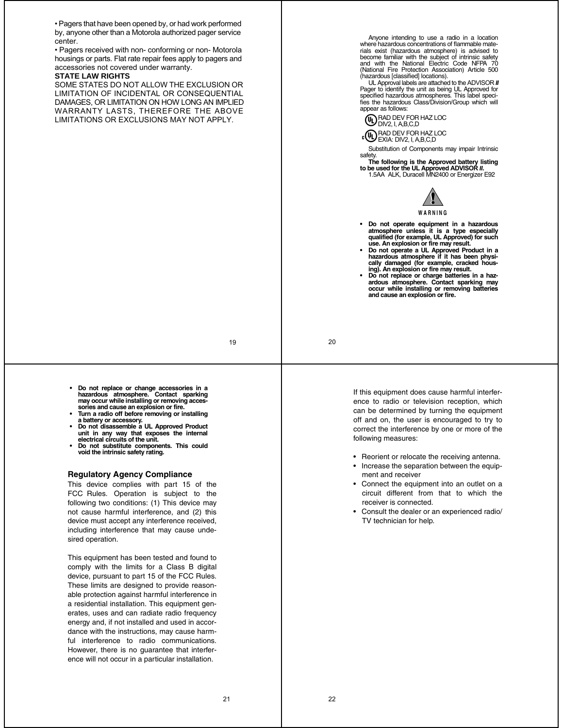• Pagers that have been opened by, or had work performed by, anyone other than a Motorola authorized pager service center.

• Pagers received with non- conforming or non- Motorola housings or parts. Flat rate repair fees apply to pagers and accessories not covered under warranty.

**STATE LAW RIGHTS**

SOME STATES DO NOT ALLOW THE EXCLUSION OR LIMITATION OF INCIDENTAL OR CONSEQUENTIAL DAMAGES, OR LIMITATION ON HOW LONG AN IMPLIED WARRANTY LASTS, THEREFORE THE ABOVE LIMITATIONS OR EXCLUSIONS MAY NOT APPLY.

Anyone intending to use a radio in a location where hazardous concentrations of flammable materials exist (hazardous atmosphere) is advised to become familiar with the subject of intrinsic safety and with the National Electric Code NFPA 70 (National Fire Protection Association) Article 500 (hazardous [classified] locations).

UL Approval labels are attached to the ADVISOR ***II*** Pager to identify the unit as being UL Approved for specified hazardous atmospheres. This label specifies the hazardous Class/Division/Group which will appear as follows:

UL RAD DEV FOR HAZ LOC
DIV2, I, A,B,C,D

c UL RAD DEV FOR HAZ LOC
EXIA: DIV2, I, A,B,C,D

Substitution of Components may impair Intrinsic safety.

**The following is the Approved battery listing to be used for the UL Approved ADVISOR *II*.**

1.5AA ALK, Duracell MN2400 or Energizer E92

**WARNING**

- **Do not operate equipment in a hazardous atmosphere unless it is a type especially qualified (for example, UL Approved) for such use. An explosion or fire may result.**
- **Do not operate a UL Approved Product in a hazardous atmosphere if it has been physically damaged (for example, cracked housing). An explosion or fire may result.**
- **Do not replace or charge batteries in a hazardous atmosphere. Contact sparking may occur while installing or removing batteries and cause an explosion or fire.**
- **Do not replace or change accessories in a hazardous atmosphere. Contact sparking may occur while installing or removing accessories and cause an explosion or fire.**
- **Turn a radio off before removing or installing a battery or accessory.**
- **Do not disassemble a UL Approved Product unit in any way that exposes the internal electrical circuits of the unit.**
- **Do not substitute components. This could void the intrinsic safety rating.**

### Regulatory Agency Compliance

This device complies with part 15 of the FCC Rules. Operation is subject to the following two conditions: (1) This device may not cause harmful interference, and (2) this device must accept any interference received, including interference that may cause undesired operation.

This equipment has been tested and found to comply with the limits for a Class B digital device, pursuant to part 15 of the FCC Rules. These limits are designed to provide reasonable protection against harmful interference in a residential installation. This equipment generates, uses and can radiate radio frequency energy and, if not installed and used in accordance with the instructions, may cause harmful interference to radio communications. However, there is no guarantee that interference will not occur in a particular installation.

If this equipment does cause harmful interference to radio or television reception, which can be determined by turning the equipment off and on, the user is encouraged to try to correct the interference by one or more of the following measures:

- Reorient or relocate the receiving antenna.
- Increase the separation between the equipment and receiver
- Connect the equipment into an outlet on a circuit different from that to which the receiver is connected.
- Consult the dealer or an experienced radio/TV technician for help.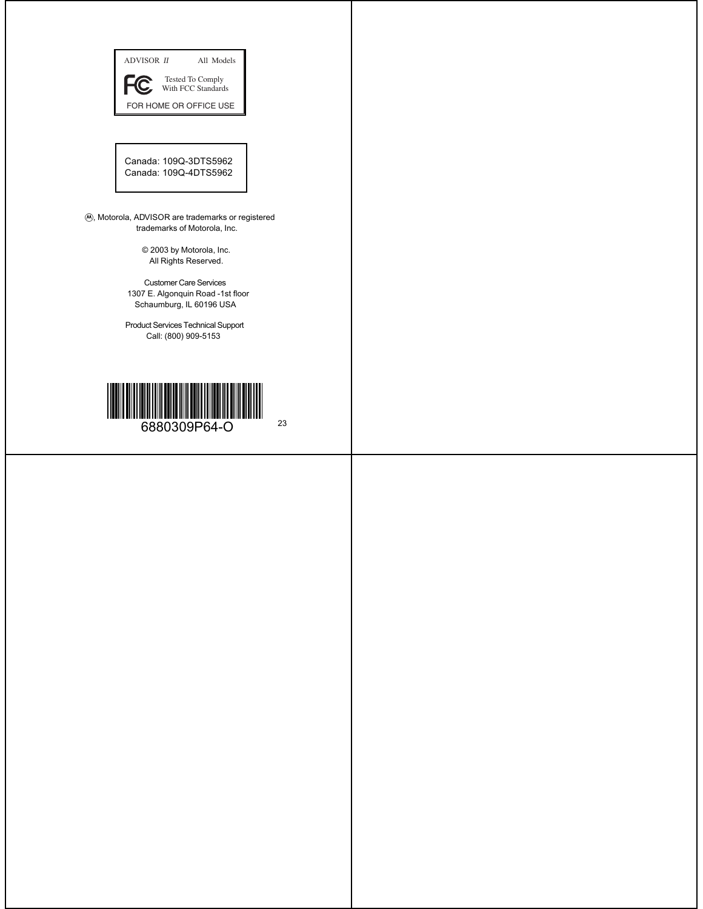ADVISOR *II* All Models

Tested To Comply With FCC Standards

FOR HOME OR OFFICE USE

Canada: 109Q-3DTS5962
Canada: 109Q-4DTS5962

Ⓜ, Motorola, ADVISOR are trademarks or registered trademarks of Motorola, Inc.

© 2003 by Motorola, Inc.
All Rights Reserved.

Customer Care Services
1307 E. Algonquin Road -1st floor
Schaumburg, IL 60196 USA

Product Services Technical Support
Call: (800) 909-5153

6880309P64-O